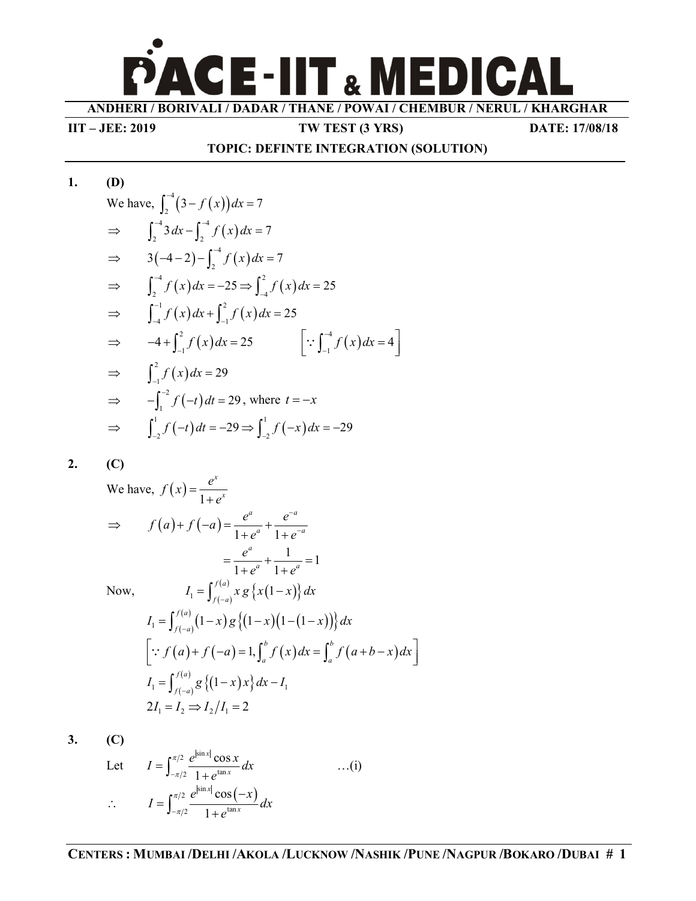# PACE-IIT & MEDICAL

**ANDHERI / BORIVALI / DADAR / THANE / POWAI / CHEMBUR / NERUL / KHARGHAR**

**IIT – JEE: 2019** **TW TEST (3 YRS)** **DATE: 17/08/18**

**TOPIC: DEFINTE INTEGRATION (SOLUTION)**

**1.** **(D)**

We have, $\int_{2}^{-4}\left(3-f(x)\right)dx=7$

$\Rightarrow \quad \int_{2}^{-4}3\,dx-\int_{2}^{-4}f(x)\,dx=7$

$\Rightarrow \quad 3(-4-2)-\int_{2}^{-4}f(x)\,dx=7$

$\Rightarrow \quad \int_{2}^{-4}f(x)\,dx=-25 \Rightarrow \int_{-4}^{2}f(x)\,dx=25$

$\Rightarrow \quad \int_{-4}^{-1}f(x)\,dx+\int_{-1}^{2}f(x)\,dx=25$

$\Rightarrow \quad -4+\int_{-1}^{2}f(x)\,dx=25 \qquad \left[\because \int_{-1}^{-4}f(x)\,dx=4\right]$

$\Rightarrow \quad \int_{-1}^{2}f(x)\,dx=29$

$\Rightarrow \quad -\int_{1}^{-2}f(-t)\,dt=29$, where $t=-x$

$\Rightarrow \quad \int_{-2}^{1}f(-t)\,dt=-29 \Rightarrow \int_{-2}^{1}f(-x)\,dx=-29$

**2.** **(C)**

We have, $f(x)=\dfrac{e^{x}}{1+e^{x}}$

$$\Rightarrow \quad f(a)+f(-a)=\frac{e^{a}}{1+e^{a}}+\frac{e^{-a}}{1+e^{-a}}$$

$$=\frac{e^{a}}{1+e^{a}}+\frac{1}{1+e^{a}}=1$$

Now, $\quad I_1=\int_{f(-a)}^{f(a)}x\,g\left\{x(1-x)\right\}dx$

$$I_1=\int_{f(-a)}^{f(a)}(1-x)\,g\left\{(1-x)\left(1-(1-x)\right)\right\}dx$$

$$\left[\because f(a)+f(-a)=1, \int_{a}^{b}f(x)\,dx=\int_{a}^{b}f(a+b-x)\,dx\right]$$

$$I_1=\int_{f(-a)}^{f(a)}g\left\{(1-x)x\right\}dx-I_1$$

$$2I_1=I_2 \Rightarrow I_2/I_1=2$$

**3.** **(C)**

Let $\quad I=\int_{-\pi/2}^{\pi/2}\dfrac{e^{|\sin x|}\cos x}{1+e^{\tan x}}\,dx \qquad \ldots(\text{i})$

$\therefore \quad I=\int_{-\pi/2}^{\pi/2}\dfrac{e^{|\sin x|}\cos(-x)}{1+e^{\tan x}}\,dx$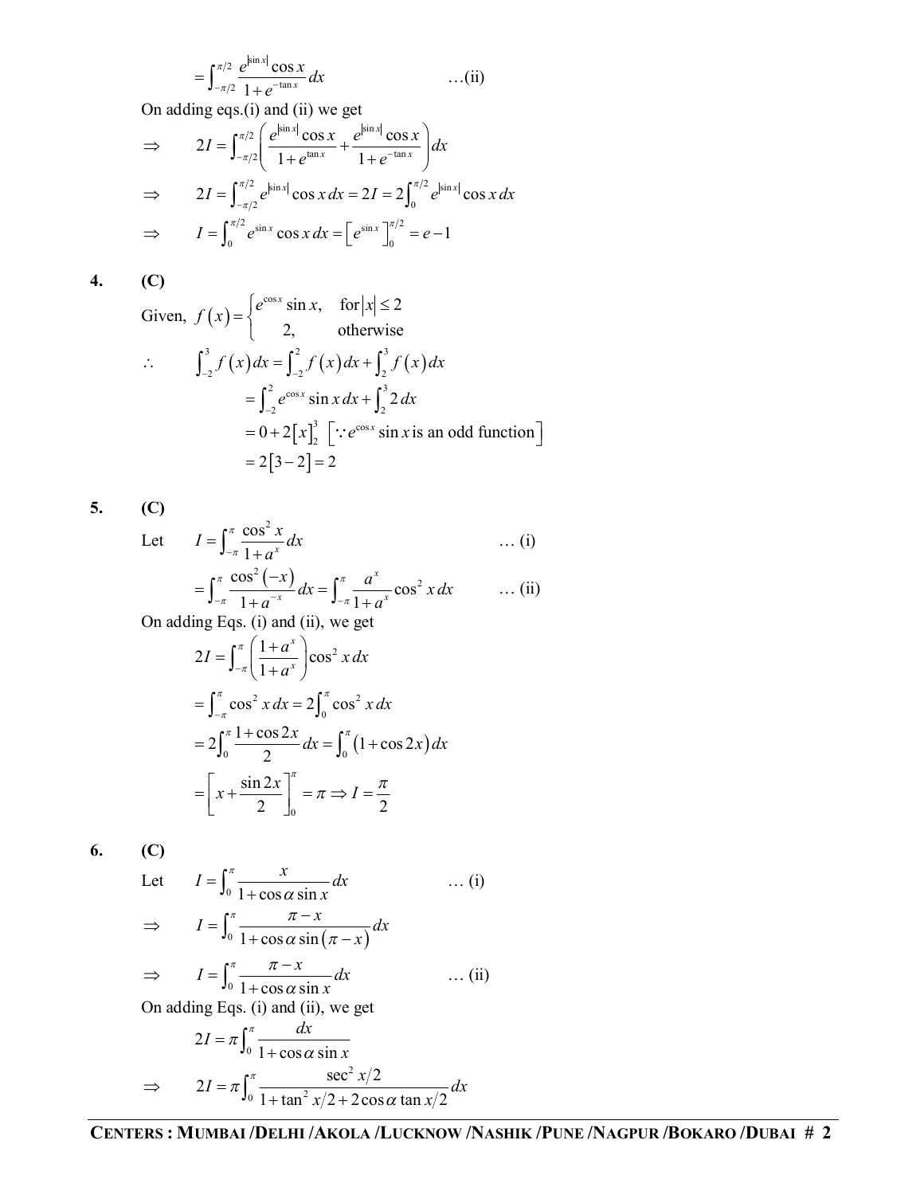$$= \int_{-\pi/2}^{\pi/2} \frac{e^{|\sin x|} \cos x}{1+e^{-\tan x}} dx \qquad \ldots\text{(ii)}$$

On adding eqs.(i) and (ii) we get

$$\Rightarrow \quad 2I = \int_{-\pi/2}^{\pi/2} \left( \frac{e^{|\sin x|} \cos x}{1+e^{\tan x}} + \frac{e^{|\sin x|} \cos x}{1+e^{-\tan x}} \right) dx$$

$$\Rightarrow \quad 2I = \int_{-\pi/2}^{\pi/2} e^{|\sin x|} \cos x \, dx = 2I = 2\int_0^{\pi/2} e^{|\sin x|} \cos x \, dx$$

$$\Rightarrow \quad I = \int_0^{\pi/2} e^{\sin x} \cos x \, dx = \left[ e^{\sin x} \right]_0^{\pi/2} = e - 1$$

**4. (C)**

Given, $f(x) = \begin{cases} e^{\cos x} \sin x, & \text{for} |x| \le 2 \\ 2, & \text{otherwise} \end{cases}$

$$\therefore \quad \int_{-2}^{3} f(x) dx = \int_{-2}^{2} f(x) dx + \int_{2}^{3} f(x) dx$$

$$= \int_{-2}^{2} e^{\cos x} \sin x \, dx + \int_2^3 2 \, dx$$

$$= 0 + 2[x]_2^3 \quad \left[ \because e^{\cos x} \sin x \text{ is an odd function} \right]$$

$$= 2[3-2] = 2$$

**5. (C)**

Let $\quad I = \int_{-\pi}^{\pi} \frac{\cos^2 x}{1+a^x} dx \qquad \ldots\text{(i)}$

$$= \int_{-\pi}^{\pi} \frac{\cos^2(-x)}{1+a^{-x}} dx = \int_{-\pi}^{\pi} \frac{a^x}{1+a^x} \cos^2 x \, dx \qquad \ldots\text{(ii)}$$

On adding Eqs. (i) and (ii), we get

$$2I = \int_{-\pi}^{\pi} \left( \frac{1+a^x}{1+a^x} \right) \cos^2 x \, dx$$

$$= \int_{-\pi}^{\pi} \cos^2 x \, dx = 2\int_0^{\pi} \cos^2 x \, dx$$

$$= 2\int_0^{\pi} \frac{1+\cos 2x}{2} dx = \int_0^{\pi} (1+\cos 2x) dx$$

$$= \left[ x + \frac{\sin 2x}{2} \right]_0^{\pi} = \pi \Rightarrow I = \frac{\pi}{2}$$

**6. (C)**

Let $\quad I = \int_0^{\pi} \frac{x}{1+\cos\alpha \sin x} dx \qquad \ldots\text{(i)}$

$$\Rightarrow \quad I = \int_0^{\pi} \frac{\pi - x}{1+\cos\alpha \sin(\pi - x)} dx$$

$$\Rightarrow \quad I = \int_0^{\pi} \frac{\pi - x}{1+\cos\alpha \sin x} dx \qquad \ldots\text{(ii)}$$

On adding Eqs. (i) and (ii), we get

$$2I = \pi \int_0^{\pi} \frac{dx}{1+\cos\alpha \sin x}$$

$$\Rightarrow \quad 2I = \pi \int_0^{\pi} \frac{\sec^2 x/2}{1+\tan^2 x/2 + 2\cos\alpha \tan x/2} dx$$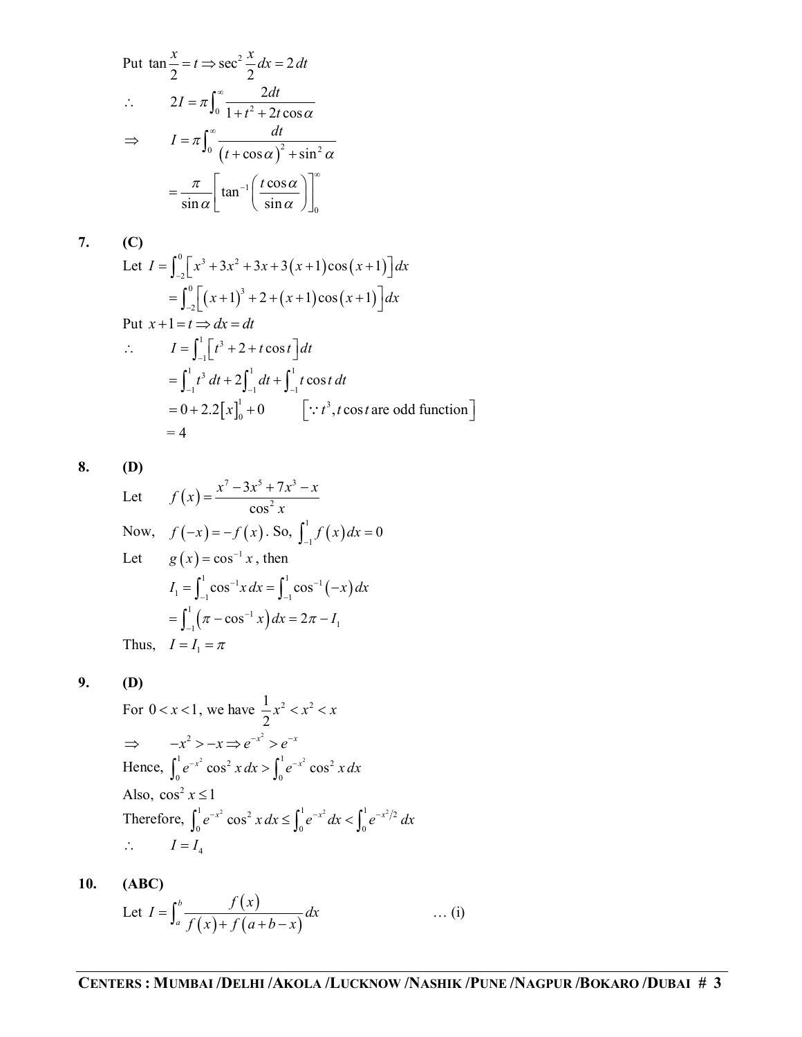Put $\tan\frac{x}{2} = t \Rightarrow \sec^2\frac{x}{2}dx = 2\,dt$

$\therefore \quad 2I = \pi\int_0^{\infty}\frac{2dt}{1+t^2+2t\cos\alpha}$

$\Rightarrow \quad I = \pi\int_0^{\infty}\frac{dt}{\left(t+\cos\alpha\right)^2+\sin^2\alpha}$

$$= \frac{\pi}{\sin\alpha}\left[\tan^{-1}\left(\frac{t\cos\alpha}{\sin\alpha}\right)\right]_0^{\infty}$$

**7. (C)**

Let $I = \int_{-2}^{0}\left[x^3+3x^2+3x+3\left(x+1\right)\cos\left(x+1\right)\right]dx$

$= \int_{-2}^{0}\left[\left(x+1\right)^3+2+\left(x+1\right)\cos\left(x+1\right)\right]dx$

Put $x+1 = t \Rightarrow dx = dt$

$\therefore \quad I = \int_{-1}^{1}\left[t^3+2+t\cos t\right]dt$

$= \int_{-1}^{1}t^3\,dt + 2\int_{-1}^{1}dt + \int_{-1}^{1}t\cos t\,dt$

$= 0 + 2.2\left[x\right]_0^1 + 0 \qquad \left[\because t^3, t\cos t \text{ are odd function}\right]$

$= 4$

**8. (D)**

Let $\quad f\left(x\right) = \frac{x^7-3x^5+7x^3-x}{\cos^2 x}$

Now, $\quad f\left(-x\right) = -f\left(x\right)$. So, $\int_{-1}^{1}f\left(x\right)dx = 0$

Let $\quad g\left(x\right) = \cos^{-1}x$, then

$I_1 = \int_{-1}^{1}\cos^{-1}x\,dx = \int_{-1}^{1}\cos^{-1}\left(-x\right)dx$

$= \int_{-1}^{1}\left(\pi-\cos^{-1}x\right)dx = 2\pi - I_1$

Thus, $\quad I = I_1 = \pi$

**9. (D)**

For $0 < x < 1$, we have $\frac{1}{2}x^2 < x^2 < x$

$\Rightarrow \quad -x^2 > -x \Rightarrow e^{-x^2} > e^{-x}$

Hence, $\int_0^1 e^{-x^2}\cos^2 x\,dx > \int_0^1 e^{-x^2}\cos^2 x\,dx$

Also, $\cos^2 x \le 1$

Therefore, $\int_0^1 e^{-x^2}\cos^2 x\,dx \le \int_0^1 e^{-x^2}dx < \int_0^1 e^{-x^2/2}\,dx$

$\therefore \quad I = I_4$

**10. (ABC)**

Let $I = \int_a^b \frac{f\left(x\right)}{f\left(x\right)+f\left(a+b-x\right)}dx \qquad \ldots \text{(i)}$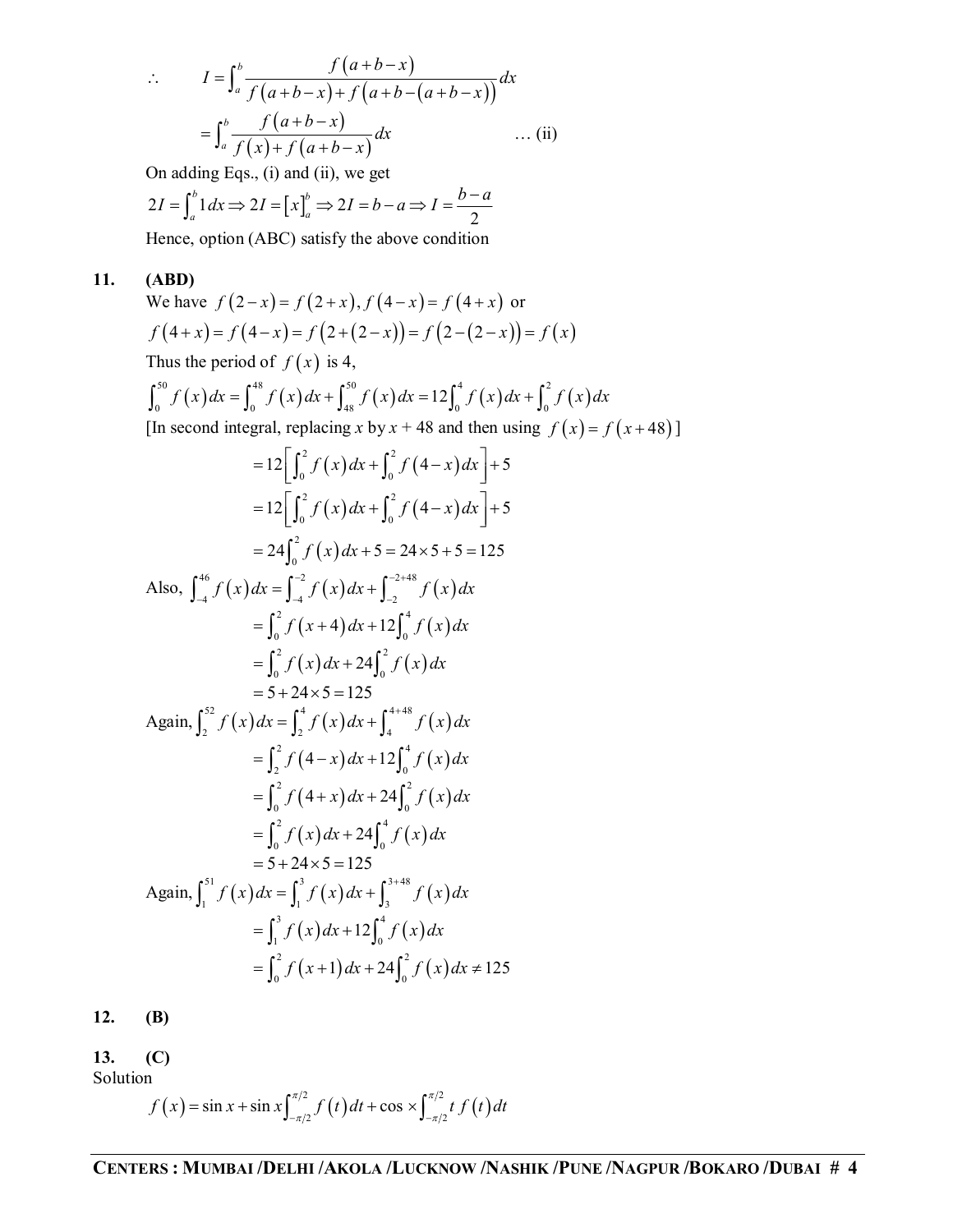$$\therefore \qquad I = \int_a^b \frac{f(a+b-x)}{f(a+b-x)+f(a+b-(a+b-x))}dx$$

$$= \int_a^b \frac{f(a+b-x)}{f(x)+f(a+b-x)}dx \qquad \text{… (ii)}$$

On adding Eqs., (i) and (ii), we get

$$2I = \int_a^b 1\,dx \Rightarrow 2I = [x]_a^b \Rightarrow 2I = b-a \Rightarrow I = \frac{b-a}{2}$$

Hence, option (ABC) satisfy the above condition

**11. (ABD)**

We have $f(2-x) = f(2+x), f(4-x) = f(4+x)$ or

$$f(4+x) = f(4-x) = f(2+(2-x)) = f(2-(2-x)) = f(x)$$

Thus the period of $f(x)$ is 4,

$$\int_0^{50} f(x)\,dx = \int_0^{48} f(x)\,dx + \int_{48}^{50} f(x)\,dx = 12\int_0^4 f(x)\,dx + \int_0^2 f(x)\,dx$$

[In second integral, replacing $x$ by $x + 48$ and then using $f(x) = f(x+48)$]

$$= 12\left[\int_0^2 f(x)\,dx + \int_0^2 f(4-x)\,dx\right] + 5$$

$$= 12\left[\int_0^2 f(x)\,dx + \int_0^2 f(4-x)\,dx\right] + 5$$

$$= 24\int_0^2 f(x)\,dx + 5 = 24 \times 5 + 5 = 125$$

Also, $\int_{-4}^{46} f(x)\,dx = \int_{-4}^{-2} f(x)\,dx + \int_{-2}^{-2+48} f(x)\,dx$

$$= \int_0^2 f(x+4)\,dx + 12\int_0^4 f(x)\,dx$$

$$= \int_0^2 f(x)\,dx + 24\int_0^2 f(x)\,dx$$

$$= 5 + 24 \times 5 = 125$$

Again, $\int_2^{52} f(x)\,dx = \int_2^4 f(x)\,dx + \int_4^{4+48} f(x)\,dx$

$$= \int_2^2 f(4-x)\,dx + 12\int_0^4 f(x)\,dx$$

$$= \int_0^2 f(4+x)\,dx + 24\int_0^2 f(x)\,dx$$

$$= \int_0^2 f(x)\,dx + 24\int_0^4 f(x)\,dx$$

$$= 5 + 24 \times 5 = 125$$

Again, $\int_1^{51} f(x)\,dx = \int_1^3 f(x)\,dx + \int_3^{3+48} f(x)\,dx$

$$= \int_1^3 f(x)\,dx + 12\int_0^4 f(x)\,dx$$

$$= \int_0^2 f(x+1)\,dx + 24\int_0^2 f(x)\,dx \neq 125$$

**12. (B)**

**13. (C)**

Solution

$$f(x) = \sin x + \sin x\int_{-\pi/2}^{\pi/2} f(t)\,dt + \cos \times \int_{-\pi/2}^{\pi/2} t\,f(t)\,dt$$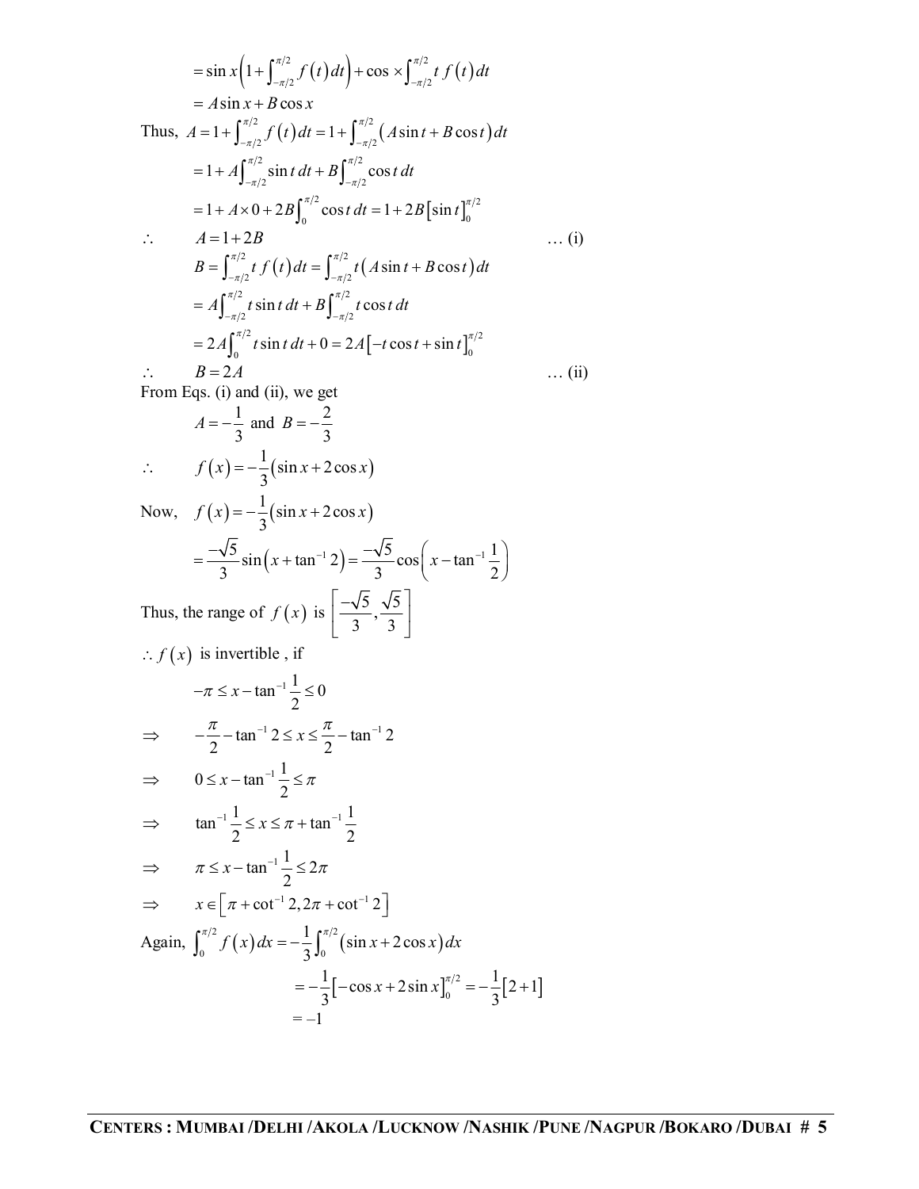$$= \sin x\left(1+\int_{-\pi/2}^{\pi/2} f(t)\,dt\right)+\cos \times \int_{-\pi/2}^{\pi/2} t\, f(t)\,dt$$

$$= A\sin x + B\cos x$$

Thus, $A = 1+\int_{-\pi/2}^{\pi/2} f(t)\,dt = 1+\int_{-\pi/2}^{\pi/2}(A\sin t + B\cos t)\,dt$

$$= 1 + A\int_{-\pi/2}^{\pi/2}\sin t\,dt + B\int_{-\pi/2}^{\pi/2}\cos t\,dt$$

$$= 1 + A\times 0 + 2B\int_0^{\pi/2}\cos t\,dt = 1+2B\left[\sin t\right]_0^{\pi/2}$$

$\therefore \quad A = 1+2B \qquad \ldots \text{(i)}$

$$B = \int_{-\pi/2}^{\pi/2} t\, f(t)\,dt = \int_{-\pi/2}^{\pi/2} t\,(A\sin t + B\cos t)\,dt$$

$$= A\int_{-\pi/2}^{\pi/2} t\sin t\,dt + B\int_{-\pi/2}^{\pi/2} t\cos t\,dt$$

$$= 2A\int_0^{\pi/2} t\sin t\,dt + 0 = 2A\left[-t\cos t + \sin t\right]_0^{\pi/2}$$

$\therefore \quad B = 2A \qquad \ldots \text{(ii)}$

From Eqs. (i) and (ii), we get

$$A = -\frac{1}{3} \text{ and } B = -\frac{2}{3}$$

$$\therefore \quad f(x) = -\frac{1}{3}(\sin x + 2\cos x)$$

Now, $\quad f(x) = -\frac{1}{3}(\sin x + 2\cos x)$

$$= \frac{-\sqrt{5}}{3}\sin\left(x+\tan^{-1}2\right) = \frac{-\sqrt{5}}{3}\cos\left(x-\tan^{-1}\frac{1}{2}\right)$$

Thus, the range of $f(x)$ is $\left[\frac{-\sqrt{5}}{3},\frac{\sqrt{5}}{3}\right]$

$\therefore f(x)$ is invertible , if

$$-\pi \le x - \tan^{-1}\frac{1}{2} \le 0$$

$$\Rightarrow \quad -\frac{\pi}{2}-\tan^{-1}2 \le x \le \frac{\pi}{2}-\tan^{-1}2$$

$$\Rightarrow \quad 0 \le x - \tan^{-1}\frac{1}{2} \le \pi$$

$$\Rightarrow \quad \tan^{-1}\frac{1}{2} \le x \le \pi + \tan^{-1}\frac{1}{2}$$

$$\Rightarrow \quad \pi \le x - \tan^{-1}\frac{1}{2} \le 2\pi$$

$$\Rightarrow \quad x \in \left[\pi+\cot^{-1}2, 2\pi+\cot^{-1}2\right]$$

Again, $\int_0^{\pi/2} f(x)\,dx = -\frac{1}{3}\int_0^{\pi/2}(\sin x + 2\cos x)\,dx$

$$= -\frac{1}{3}\left[-\cos x + 2\sin x\right]_0^{\pi/2} = -\frac{1}{3}[2+1]$$

$$= -1$$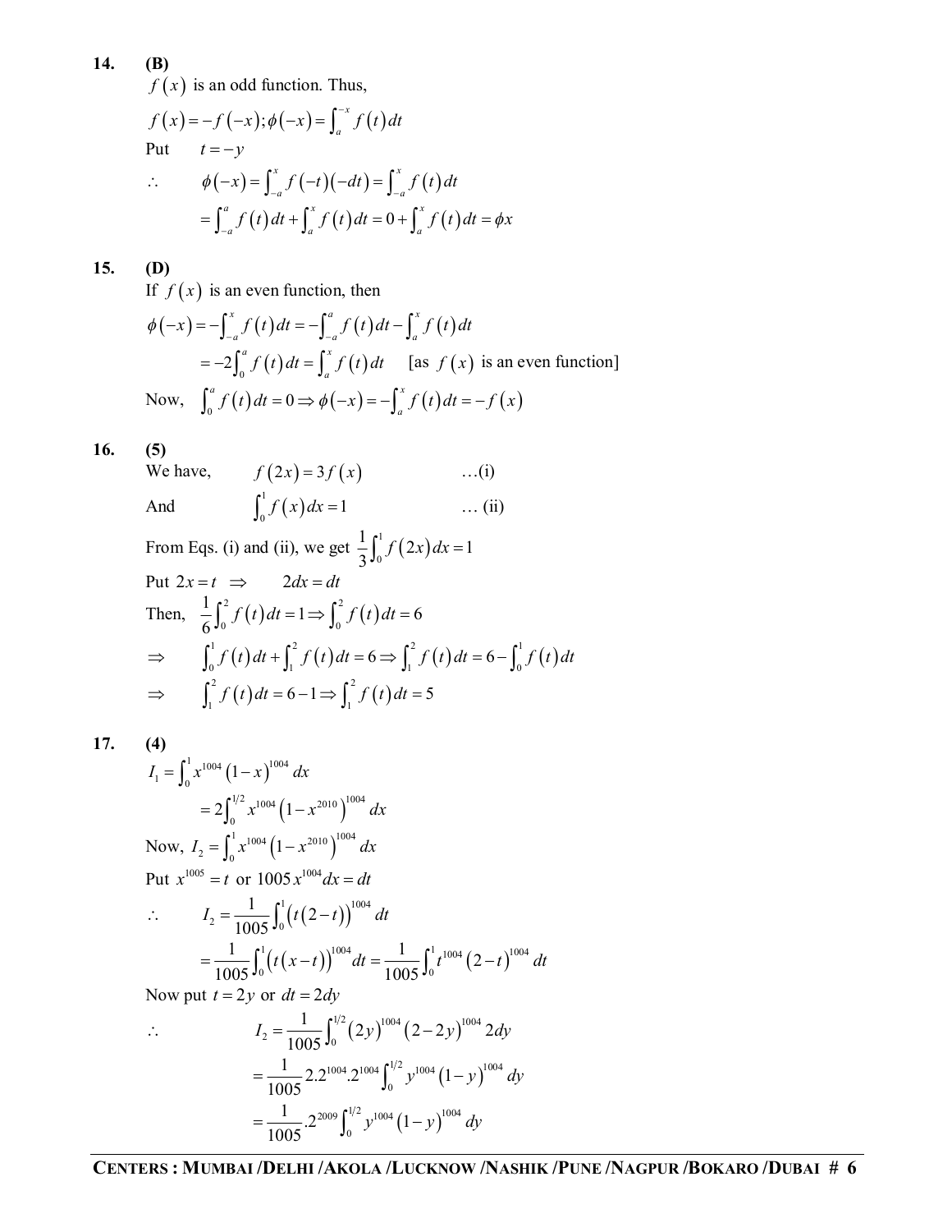**14. (B)**

$f(x)$ is an odd function. Thus,

$f(x) = -f(-x); \phi(-x) = \int_a^{-x} f(t)\,dt$

Put $\quad t = -y$

$\therefore \quad \phi(-x) = \int_{-a}^{x} f(-t)(-dt) = \int_{-a}^{x} f(t)\,dt$

$= \int_{-a}^{a} f(t)\,dt + \int_a^x f(t)\,dt = 0 + \int_a^x f(t)\,dt = \phi x$

**15. (D)**

If $f(x)$ is an even function, then

$\phi(-x) = -\int_{-a}^{x} f(t)\,dt = -\int_{-a}^{a} f(t)\,dt - \int_a^x f(t)\,dt$

$= -2\int_0^a f(t)\,dt = \int_a^x f(t)\,dt \quad$ [as $f(x)$ is an even function]

Now, $\int_0^a f(t)\,dt = 0 \Rightarrow \phi(-x) = -\int_a^x f(t)\,dt = -f(x)$

**16. (5)**

We have, $\quad f(2x) = 3f(x) \quad \ldots$(i)

And $\quad \int_0^1 f(x)\,dx = 1 \quad \ldots$ (ii)

From Eqs. (i) and (ii), we get $\frac{1}{3}\int_0^1 f(2x)\,dx = 1$

Put $2x = t \Rightarrow \quad 2dx = dt$

Then, $\frac{1}{6}\int_0^2 f(t)\,dt = 1 \Rightarrow \int_0^2 f(t)\,dt = 6$

$\Rightarrow \quad \int_0^1 f(t)\,dt + \int_1^2 f(t)\,dt = 6 \Rightarrow \int_1^2 f(t)\,dt = 6 - \int_0^1 f(t)\,dt$

$\Rightarrow \quad \int_1^2 f(t)\,dt = 6 - 1 \Rightarrow \int_1^2 f(t)\,dt = 5$

**17. (4)**

$I_1 = \int_0^1 x^{1004}(1-x)^{1004}\,dx$

$= 2\int_0^{1/2} x^{1004}\left(1-x^{2010}\right)^{1004}\,dx$

Now, $I_2 = \int_0^1 x^{1004}\left(1-x^{2010}\right)^{1004}\,dx$

Put $x^{1005} = t$ or $1005x^{1004}dx = dt$

$\therefore \quad I_2 = \frac{1}{1005}\int_0^1 \left(t(2-t)\right)^{1004}\,dt$

$= \frac{1}{1005}\int_0^1 \left(t(x-t)\right)^{1004}\,dt = \frac{1}{1005}\int_0^1 t^{1004}(2-t)^{1004}\,dt$

Now put $t = 2y$ or $dt = 2dy$

$\therefore \quad I_2 = \frac{1}{1005}\int_0^{1/2} (2y)^{1004}(2-2y)^{1004}\,2dy$

$= \frac{1}{1005}2.2^{1004}.2^{1004}\int_0^{1/2} y^{1004}(1-y)^{1004}\,dy$

$= \frac{1}{1005}.2^{2009}\int_0^{1/2} y^{1004}(1-y)^{1004}\,dy$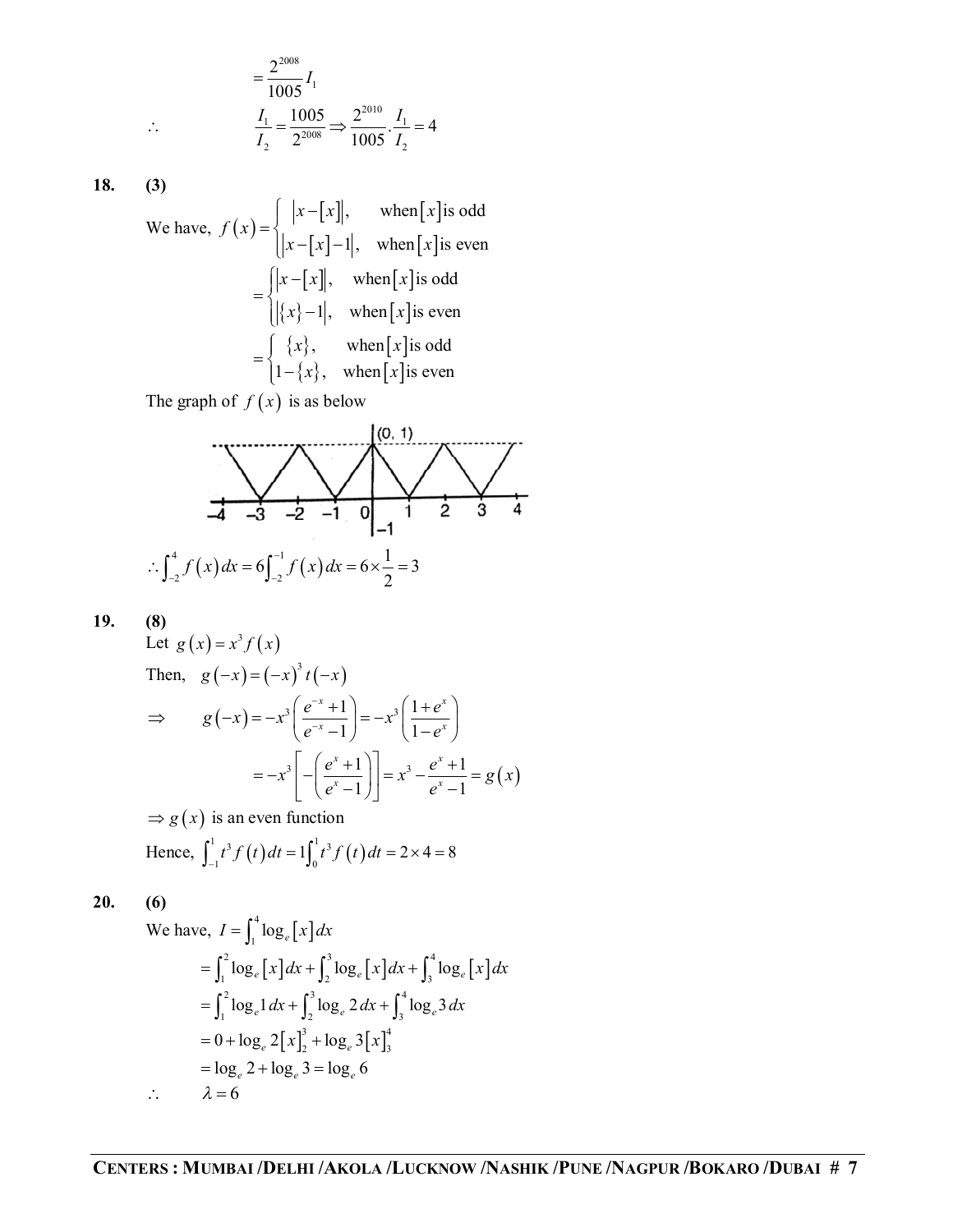$$= \frac{2^{2008}}{1005} I_1$$

$$\therefore \quad \frac{I_1}{I_2} = \frac{1005}{2^{2008}} \Rightarrow \frac{2^{2010}}{1005} \cdot \frac{I_1}{I_2} = 4$$

**18. (3)**

We have, $f(x) = \begin{cases} \left| x - [x] \right|, & \text{when } [x] \text{ is odd} \\ \left| x - [x] - 1 \right|, & \text{when } [x] \text{ is even} \end{cases}$

$$= \begin{cases} \left| x - [x] \right|, & \text{when } [x] \text{ is odd} \\ \left| \{x\} - 1 \right|, & \text{when } [x] \text{ is even} \end{cases}$$

$$= \begin{cases} \{x\}, & \text{when } [x] \text{ is odd} \\ 1 - \{x\}, & \text{when } [x] \text{ is even} \end{cases}$$

The graph of $f(x)$ is as below

(0, 1)
–4 –3 –2 –1 0 1 2 3 4
–1

$$\therefore \int_{-2}^{4} f(x)\,dx = 6\int_{-2}^{-1} f(x)\,dx = 6 \times \frac{1}{2} = 3$$

**19. (8)**

Let $g(x) = x^3 f(x)$

Then, $g(-x) = (-x)^3 t(-x)$

$$\Rightarrow \quad g(-x) = -x^3\left(\frac{e^{-x}+1}{e^{-x}-1}\right) = -x^3\left(\frac{1+e^x}{1-e^x}\right)$$

$$= -x^3\left[-\left(\frac{e^x+1}{e^x-1}\right)\right] = x^3 - \frac{e^x+1}{e^x-1} = g(x)$$

$\Rightarrow g(x)$ is an even function

Hence, $\int_{-1}^{1} t^3 f(t)\,dt = 1\int_{0}^{1} t^3 f(t)\,dt = 2 \times 4 = 8$

**20. (6)**

We have, $I = \int_1^4 \log_e [x]\,dx$

$$= \int_1^2 \log_e [x]\,dx + \int_2^3 \log_e [x]\,dx + \int_3^4 \log_e [x]\,dx$$

$$= \int_1^2 \log_e 1\,dx + \int_2^3 \log_e 2\,dx + \int_3^4 \log_e 3\,dx$$

$$= 0 + \log_e 2[x]_2^3 + \log_e 3[x]_3^4$$

$$= \log_e 2 + \log_e 3 = \log_e 6$$

$$\therefore \quad \lambda = 6$$